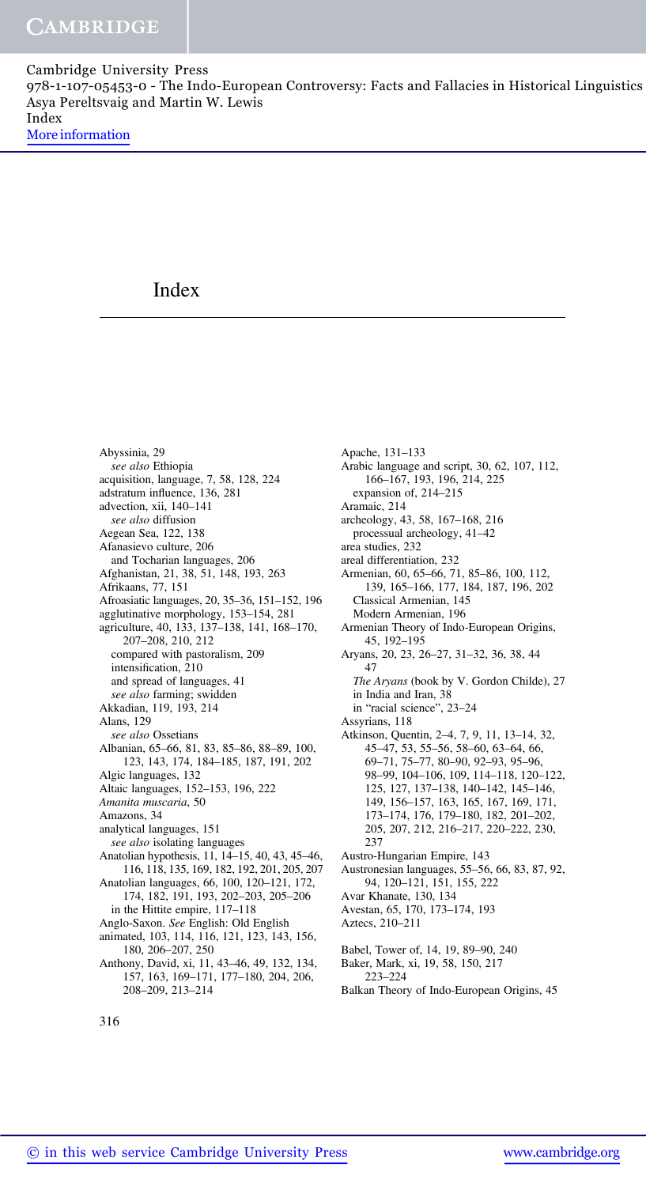# Index

Abyssinia, 29
  *see also* Ethiopia
acquisition, language, 7, 58, 128, 224
adstratum influence, 136, 281
advection, xii, 140–141
  *see also* diffusion
Aegean Sea, 122, 138
Afanasievo culture, 206
  and Tocharian languages, 206
Afghanistan, 21, 38, 51, 148, 193, 263
Afrikaans, 77, 151
Afroasiatic languages, 20, 35–36, 151–152, 196
agglutinative morphology, 153–154, 281
agriculture, 40, 133, 137–138, 141, 168–170, 207–208, 210, 212
  compared with pastoralism, 209
  intensification, 210
  and spread of languages, 41
  *see also* farming; swidden
Akkadian, 119, 193, 214
Alans, 129
  *see also* Ossetians
Albanian, 65–66, 81, 83, 85–86, 88–89, 100, 123, 143, 174, 184–185, 187, 191, 202
Algic languages, 132
Altaic languages, 152–153, 196, 222
*Amanita muscaria*, 50
Amazons, 34
analytical languages, 151
  *see also* isolating languages
Anatolian hypothesis, 11, 14–15, 40, 43, 45–46, 116, 118, 135, 169, 182, 192, 201, 205, 207
Anatolian languages, 66, 100, 120–121, 172, 174, 182, 191, 193, 202–203, 205–206
  in the Hittite empire, 117–118
Anglo-Saxon. *See* English: Old English
animated, 103, 114, 116, 121, 123, 143, 156, 180, 206–207, 250
Anthony, David, xi, 11, 43–46, 49, 132, 134, 157, 163, 169–171, 177–180, 204, 206, 208–209, 213–214
Apache, 131–133
Arabic language and script, 30, 62, 107, 112, 166–167, 193, 196, 214, 225
  expansion of, 214–215
Aramaic, 214
archeology, 43, 58, 167–168, 216
  processual archeology, 41–42
area studies, 232
areal differentiation, 232
Armenian, 60, 65–66, 71, 85–86, 100, 112, 139, 165–166, 177, 184, 187, 196, 202
  Classical Armenian, 145
  Modern Armenian, 196
Armenian Theory of Indo-European Origins, 45, 192–195
Aryans, 20, 23, 26–27, 31–32, 36, 38, 44 47
  *The Aryans* (book by V. Gordon Childe), 27
  in India and Iran, 38
  in "racial science", 23–24
Assyrians, 118
Atkinson, Quentin, 2–4, 7, 9, 11, 13–14, 32, 45–47, 53, 55–56, 58–60, 63–64, 66, 69–71, 75–77, 80–90, 92–93, 95–96, 98–99, 104–106, 109, 114–118, 120–122, 125, 127, 137–138, 140–142, 145–146, 149, 156–157, 163, 165, 167, 169, 171, 173–174, 176, 179–180, 182, 201–202, 205, 207, 212, 216–217, 220–222, 230, 237
Austro-Hungarian Empire, 143
Austronesian languages, 55–56, 66, 83, 87, 92, 94, 120–121, 151, 155, 222
Avar Khanate, 130, 134
Avestan, 65, 170, 173–174, 193
Aztecs, 210–211

Babel, Tower of, 14, 19, 89–90, 240
Baker, Mark, xi, 19, 58, 150, 217 223–224
Balkan Theory of Indo-European Origins, 45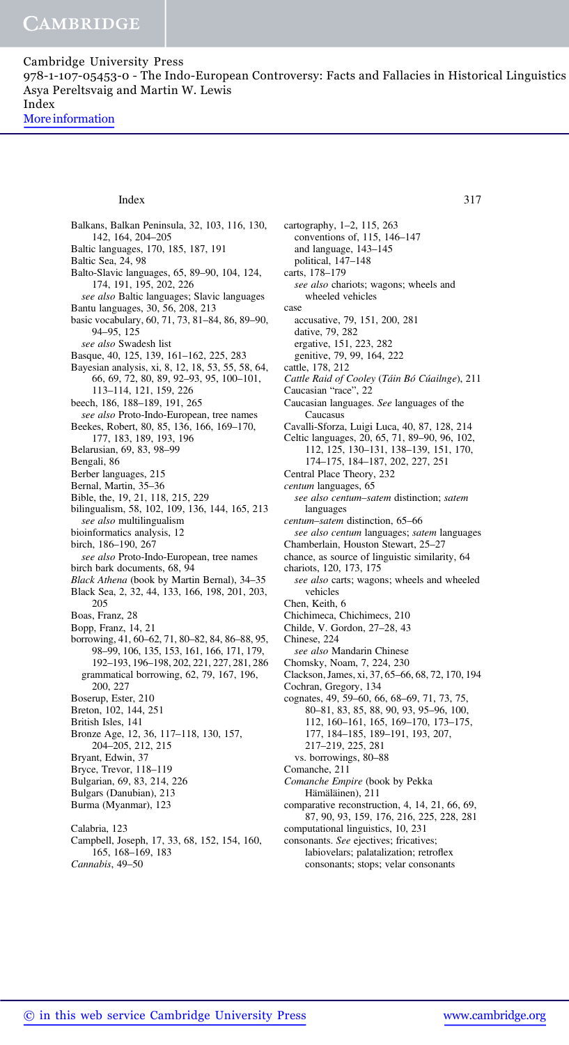Balkans, Balkan Peninsula, 32, 103, 116, 130, 142, 164, 204–205
Baltic languages, 170, 185, 187, 191
Baltic Sea, 24, 98
Balto-Slavic languages, 65, 89–90, 104, 124, 174, 191, 195, 202, 226
  *see also* Baltic languages; Slavic languages
Bantu languages, 30, 56, 208, 213
basic vocabulary, 60, 71, 73, 81–84, 86, 89–90, 94–95, 125
  *see also* Swadesh list
Basque, 40, 125, 139, 161–162, 225, 283
Bayesian analysis, xi, 8, 12, 18, 53, 55, 58, 64, 66, 69, 72, 80, 89, 92–93, 95, 100–101, 113–114, 121, 159, 226
beech, 186, 188–189, 191, 265
  *see also* Proto-Indo-European, tree names
Beekes, Robert, 80, 85, 136, 166, 169–170, 177, 183, 189, 193, 196
Belarusian, 69, 83, 98–99
Bengali, 86
Berber languages, 215
Bernal, Martin, 35–36
Bible, the, 19, 21, 118, 215, 229
bilingualism, 58, 102, 109, 136, 144, 165, 213
  *see also* multilingualism
bioinformatics analysis, 12
birch, 186–190, 267
  *see also* Proto-Indo-European, tree names
birch bark documents, 68, 94
*Black Athena* (book by Martin Bernal), 34–35
Black Sea, 2, 32, 44, 133, 166, 198, 201, 203, 205
Boas, Franz, 28
Bopp, Franz, 14, 21
borrowing, 41, 60–62, 71, 80–82, 84, 86–88, 95, 98–99, 106, 135, 153, 161, 166, 171, 179, 192–193, 196–198, 202, 221, 227, 281, 286
  grammatical borrowing, 62, 79, 167, 196, 200, 227
Boserup, Ester, 210
Breton, 102, 144, 251
British Isles, 141
Bronze Age, 12, 36, 117–118, 130, 157, 204–205, 212, 215
Bryant, Edwin, 37
Bryce, Trevor, 118–119
Bulgarian, 69, 83, 214, 226
Bulgars (Danubian), 213
Burma (Myanmar), 123

Calabria, 123
Campbell, Lyle Joseph, 17, 33, 68, 152, 154, 160, 165, 168–169, 183
*Cannabis*, 49–50
cartography, 1–2, 115, 263
  conventions of, 115, 146–147
  and language, 143–145
  political, 147–148
carts, 178–179
  *see also* chariots; wagons; wheels and wheeled vehicles
case
  accusative, 79, 151, 200, 281
  dative, 79, 282
  ergative, 151, 223, 282
  genitive, 79, 99, 164, 222
cattle, 178, 212
*Cattle Raid of Cooley* (*Táin Bó Cúailnge*), 211
Caucasian "race", 22
Caucasian languages. *See* languages of the Caucasus
Cavalli-Sforza, Luigi Luca, 40, 87, 128, 214
Celtic languages, 20, 65, 71, 89–90, 96, 102, 112, 125, 130–131, 138–139, 151, 170, 174–175, 184–187, 202, 227, 251
Central Place Theory, 232
*centum* languages, 65
  *see also centum–satem* distinction; *satem* languages
*centum–satem* distinction, 65–66
  *see also centum* languages; *satem* languages
Chamberlain, Houston Stewart, 25–27
chance, as source of linguistic similarity, 64
chariots, 120, 173, 175
  *see also* carts; wagons; wheels and wheeled vehicles
Chen, Keith, 6
Chichimeca, Chichimecs, 210
Childe, V. Gordon, 27–28, 43
Chinese, 224
  *see also* Mandarin Chinese
Chomsky, Noam, 7, 224, 230
Clackson, James, xi, 37, 65–66, 68, 72, 170, 194
Cochran, Gregory, 134
cognates, 49, 59–60, 66, 68–69, 71, 73, 75, 80–81, 83, 85, 88, 90, 93, 95–96, 100, 112, 160–161, 165, 169–170, 173–175, 177, 184–185, 189–191, 193, 207, 217–219, 225, 281
  vs. borrowings, 80–88
Comanche, 211
*Comanche Empire* (book by Pekka Hämäläinen), 211
comparative reconstruction, 4, 14, 21, 66, 69, 87, 90, 93, 159, 176, 216, 225, 228, 281
computational linguistics, 10, 231
consonants. *See* ejectives; fricatives; labiovelars; palatalization; retroflex consonants; stops; velar consonants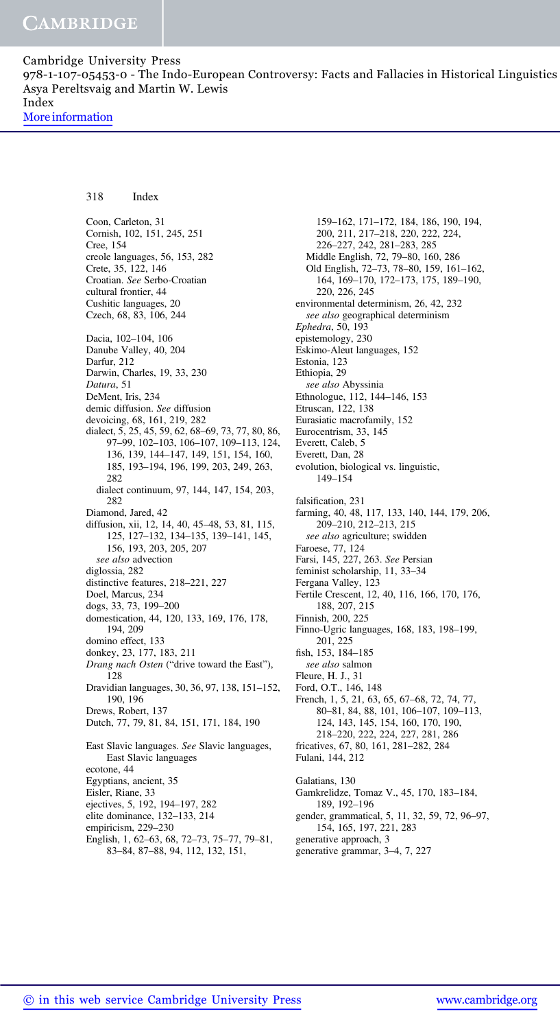Coon, Carleton, 31
Cornish, 102, 151, 245, 251
Cree, 154
creole languages, 56, 153, 282
Crete, 35, 122, 146
Croatian. *See* Serbo-Croatian
cultural frontier, 44
Cushitic languages, 20
Czech, 68, 83, 106, 244

Dacia, 102–104, 106
Danube Valley, 40, 204
Darfur, 212
Darwin, Charles, 19, 33, 230
*Datura*, 51
DeMent, Iris, 234
demic diffusion. *See* diffusion
devoicing, 68, 161, 219, 282
dialect, 5, 25, 45, 59, 62, 68–69, 73, 77, 80, 86, 97–99, 102–103, 106–107, 109–113, 124, 136, 139, 144–147, 149, 151, 154, 160, 185, 193–194, 196, 199, 203, 249, 263, 282
  dialect continuum, 97, 144, 147, 154, 203, 282
Diamond, Jared, 42
diffusion, xii, 12, 14, 40, 45–48, 53, 81, 115, 125, 127–132, 134–135, 139–141, 145, 156, 193, 203, 205, 207
  *see also* advection
diglossia, 282
distinctive features, 218–221, 227
Doel, Marcus, 234
dogs, 33, 73, 199–200
domestication, 44, 120, 133, 169, 176, 178, 194, 209
domino effect, 133
donkey, 23, 177, 183, 211
*Drang nach Osten* ("drive toward the East"), 128
Dravidian languages, 30, 36, 97, 138, 151–152, 190, 196
Drews, Robert, 137
Dutch, 77, 79, 81, 84, 151, 171, 184, 190

East Slavic languages. *See* Slavic languages, East Slavic languages
ecotone, 44
Egyptians, ancient, 35
Eisler, Riane, 33
ejectives, 5, 192, 194–197, 282
elite dominance, 132–133, 214
empiricism, 229–230
English, 1, 62–63, 68, 72–73, 75–77, 79–81, 83–84, 87–88, 94, 112, 132, 151, 159–162, 171–172, 184, 186, 190, 194, 200, 211, 217–218, 220, 222, 224, 226–227, 242, 281–283, 285
  Middle English, 72, 79–80, 160, 286
  Old English, 72–73, 78–80, 159, 161–162, 164, 169–170, 172–173, 175, 189–190, 220, 226, 245
environmental determinism, 26, 42, 232
  *see also* geographical determinism
*Ephedra*, 50, 193
epistemology, 230
Eskimo-Aleut languages, 152
Estonia, 123
Ethiopia, 29
  *see also* Abyssinia
Ethnologue, 112, 144–146, 153
Etruscan, 122, 138
Eurasiatic macrofamily, 152
Eurocentrism, 33, 145
Everett, Caleb, 5
Everett, Dan, 28
evolution, biological vs. linguistic, 149–154

falsification, 231
farming, 40, 48, 117, 133, 140, 144, 179, 206, 209–210, 212–213, 215
  *see also* agriculture; swidden
Faroese, 77, 124
Farsi, 145, 227, 263. *See* Persian
feminist scholarship, 11, 33–34
Fergana Valley, 123
Fertile Crescent, 12, 40, 116, 166, 170, 176, 188, 207, 215
Finnish, 200, 225
Finno-Ugric languages, 168, 183, 198–199, 201, 225
fish, 153, 184–185
  *see also* salmon
Fleure, H. J., 31
Ford, O.T., 146, 148
French, 1, 5, 21, 63, 65, 67–68, 72, 74, 77, 80–81, 84, 88, 101, 106–107, 109–113, 124, 143, 145, 154, 160, 170, 190, 218–220, 222, 224, 227, 281, 286
fricatives, 67, 80, 161, 281–282, 284
Fulani, 144, 212

Galatians, 130
Gamkrelidze, Tomaz V., 45, 170, 183–184, 189, 192–196
gender, grammatical, 5, 11, 32, 59, 72, 96–97, 154, 165, 197, 221, 283
generative approach, 3
generative grammar, 3–4, 7, 227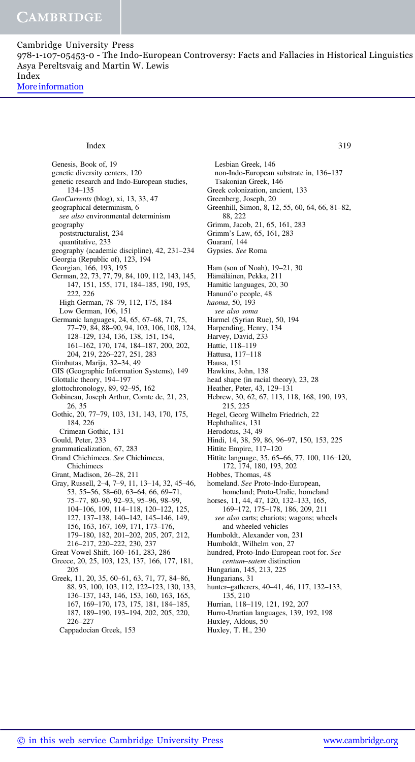Genesis, Book of, 19
genetic diversity centers, 120
genetic research and Indo-European studies, 134–135
*GeoCurrents* (blog), xi, 13, 33, 47
geographical determinism, 6
  *see also* environmental determinism
geography
  poststructuralist, 234
  quantitative, 233
geography (academic discipline), 42, 231–234
Georgia (Republic of), 123, 194
Georgian, 166, 193, 195
German, 22, 73, 77, 79, 84, 109, 112, 143, 145, 147, 151, 155, 171, 184–185, 190, 195, 222, 226
  High German, 78–79, 112, 175, 184
  Low German, 106, 151
Germanic languages, 24, 65, 67–68, 71, 75, 77–79, 84, 88–90, 94, 103, 106, 108, 124, 128–129, 134, 136, 138, 151, 154, 161–162, 170, 174, 184–187, 200, 202, 204, 219, 226–227, 251, 283
Gimbutas, Marija, 32–34, 49
GIS (Geographic Information Systems), 149
Glottalic theory, 194–197
glottochronology, 89, 92–95, 162
Gobineau, Joseph Arthur, Comte de, 21, 23, 26, 35
Gothic, 20, 77–79, 103, 131, 143, 170, 175, 184, 226
  Crimean Gothic, 131
Gould, Peter, 233
grammaticalization, 67, 283
Grand Chichimeca. *See* Chichimeca, Chichimecs
Grant, Madison, 26–28, 211
Gray, Russell, 2–4, 7–9, 11, 13–14, 32, 45–46, 53, 55–56, 58–60, 63–64, 66, 69–71, 75–77, 80–90, 92–93, 95–96, 98–99, 104–106, 109, 114–118, 120–122, 125, 127, 137–138, 140–142, 145–146, 149, 156, 163, 167, 169, 171, 173–176, 179–180, 182, 201–202, 205, 207, 212, 216–217, 220–222, 230, 237
Great Vowel Shift, 160–161, 283, 286
Greece, 20, 25, 103, 123, 137, 166, 177, 181, 205
Greek, 11, 20, 35, 60–61, 63, 71, 77, 84–86, 88, 93, 100, 103, 112, 122–123, 130, 133, 136–137, 143, 146, 153, 160, 163, 165, 167, 169–170, 173, 175, 181, 184–185, 187, 189–190, 193–194, 202, 205, 220, 226–227
  Cappadocian Greek, 153
  Lesbian Greek, 146
  non-Indo-European substrate in, 136–137
  Tsakonian Greek, 146
Greek colonization, ancient, 133
Greenberg, Joseph, 20
Greenhill, Simon, 8, 12, 55, 60, 64, 66, 81–82, 88, 222
Grimm, Jacob, 21, 65, 161, 283
Grimm's Law, 65, 161, 283
Guaraní, 144
Gypsies. *See* Roma

Ham (son of Noah), 19–21, 30
Hämäläinen, Pekka, 211
Hamitic languages, 20, 30
Hanunó'o people, 48
*haoma*, 50, 193
  *see also soma*
Harmel (Syrian Rue), 50, 194
Harpending, Henry, 134
Harvey, David, 233
Hattic, 118–119
Hattusa, 117–118
Hausa, 151
Hawkins, John, 138
head shape (in racial theory), 23, 28
Heather, Peter, 43, 129–131
Hebrew, 30, 62, 67, 113, 118, 168, 190, 193, 215, 225
Hegel, Georg Wilhelm Friedrich, 22
Hephthalites, 131
Herodotus, 34, 49
Hindi, 14, 38, 59, 86, 96–97, 150, 153, 225
Hittite Empire, 117–120
Hittite language, 35, 65–66, 77, 100, 116–120, 172, 174, 180, 193, 202
Hobbes, Thomas, 48
homeland. *See* Proto-Indo-European, homeland; Proto-Uralic, homeland
horses, 11, 44, 47, 120, 132–133, 165, 169–172, 175–178, 186, 209, 211
  *see also* carts; chariots; wagons; wheels and wheeled vehicles
Humboldt, Alexander von, 231
Humboldt, Wilhelm von, 27
hundred, Proto-Indo-European root for. *See centum–satem* distinction
Hungarian, 145, 213, 225
Hungarians, 31
hunter–gatherers, 40–41, 46, 117, 132–133, 135, 210
Hurrian, 118–119, 121, 192, 207
Hurro-Urartian languages, 139, 192, 198
Huxley, Aldous, 50
Huxley, T. H., 230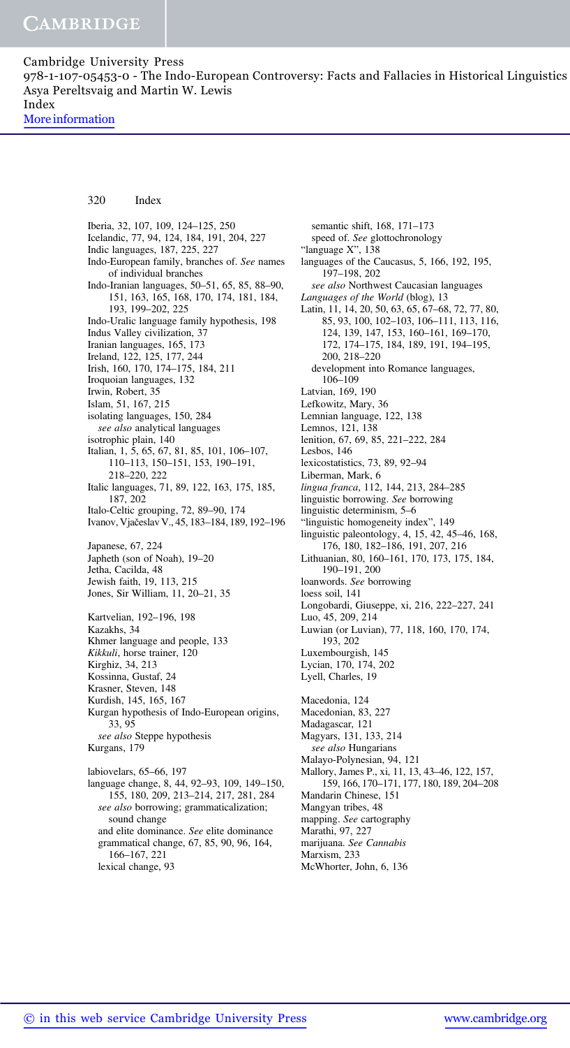Iberia, 32, 107, 109, 124–125, 250
Icelandic, 77, 94, 124, 184, 191, 204, 227
Indic languages, 187, 225, 227
Indo-European family, branches of. *See* names of individual branches
Indo-Iranian languages, 50–51, 65, 85, 88–90, 151, 163, 165, 168, 170, 174, 181, 184, 193, 199–202, 225
Indo-Uralic language family hypothesis, 198
Indus Valley civilization, 37
Iranian languages, 165, 173
Ireland, 122, 125, 177, 244
Irish, 160, 170, 174–175, 184, 211
Iroquoian languages, 132
Irwin, Robert, 35
Islam, 51, 167, 215
isolating languages, 150, 284
   *see also* analytical languages
isotrophic plain, 140
Italian, 1, 5, 65, 67, 81, 85, 101, 106–107, 110–113, 150–151, 153, 190–191, 218–220, 222
Italic languages, 71, 89, 122, 163, 175, 185, 187, 202
Italo-Celtic grouping, 72, 89–90, 174
Ivanov, Vjačeslav V., 45, 183–184, 189, 192–196

Japanese, 67, 224
Japheth (son of Noah), 19–20
Jetha, Cacilda, 48
Jewish faith, 19, 113, 215
Jones, Sir William, 11, 20–21, 35

Kartvelian, 192–196, 198
Kazakhs, 34
Khmer language and people, 133
*Kikkuli*, horse trainer, 120
Kirghiz, 34, 213
Kossinna, Gustaf, 24
Krasner, Steven, 148
Kurdish, 145, 165, 167
Kurgan hypothesis of Indo-European origins, 33, 95
   *see also* Steppe hypothesis
Kurgans, 179

labiovelars, 65–66, 197
language change, 8, 44, 92–93, 109, 149–150, 155, 180, 209, 213–214, 217, 281, 284
   *see also* borrowing; grammaticalization; sound change
   and elite dominance. *See* elite dominance
   grammatical change, 67, 85, 90, 96, 164, 166–167, 221
   lexical change, 93
   semantic shift, 168, 171–173
   speed of. *See* glottochronology
"language X", 138
languages of the Caucasus, 5, 166, 192, 195, 197–198, 202
   *see also* Northwest Caucasian languages
*Languages of the World* (blog), 13
Latin, 11, 14, 20, 50, 63, 65, 67–68, 72, 77, 80, 85, 93, 100, 102–103, 106–111, 113, 116, 124, 139, 147, 153, 160–161, 169–170, 172, 174–175, 184, 189, 191, 194–195, 200, 218–220
   development into Romance languages, 106–109
Latvian, 169, 190
Lefkowitz, Mary, 36
Lemnian language, 122, 138
Lemnos, 121, 138
lenition, 67, 69, 85, 221–222, 284
Lesbos, 146
lexicostatistics, 73, 89, 92–94
Liberman, Mark, 6
*lingua franca*, 112, 144, 213, 284–285
linguistic borrowing. *See* borrowing
linguistic determinism, 5–6
"linguistic homogeneity index", 149
linguistic paleontology, 4, 15, 42, 45–46, 168, 176, 180, 182–186, 191, 207, 216
Lithuanian, 80, 160–161, 170, 173, 175, 184, 190–191, 200
loanwords. *See* borrowing
loess soil, 141
Longobardi, Giuseppe, xi, 216, 222–227, 241
Luo, 45, 209, 214
Luwian (or Luvian), 77, 118, 160, 170, 174, 193, 202
Luxembourgish, 145
Lycian, 170, 174, 202
Lyell, Charles, 19

Macedonia, 124
Macedonian, 83, 227
Madagascar, 121
Magyars, 131, 133, 214
   *see also* Hungarians
Malayo-Polynesian, 94, 121
Mallory, James P., xi, 11, 13, 43–46, 122, 157, 159, 166, 170–171, 177, 180, 189, 204–208
Mandarin Chinese, 151
Mangyan tribes, 48
mapping. *See* cartography
Marathi, 97, 227
marijuana. *See Cannabis*
Marxism, 233
McWhorter, John, 6, 136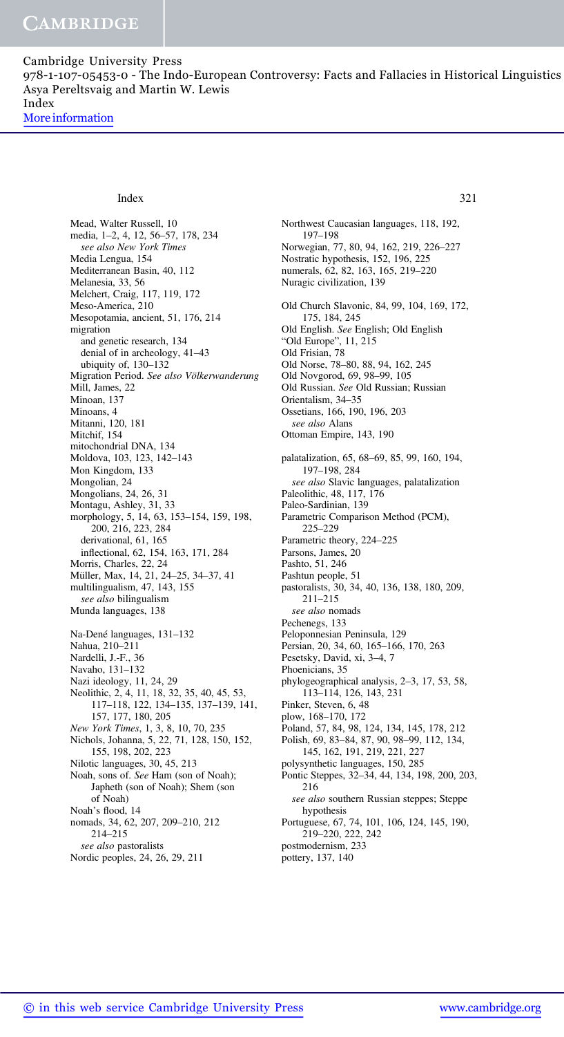Mead, Walter Russell, 10
media, 1–2, 4, 12, 56–57, 178, 234
  *see also New York Times*
Media Lengua, 154
Mediterranean Basin, 40, 112
Melanesia, 33, 56
Melchert, Craig, 117, 119, 172
Meso-America, 210
Mesopotamia, ancient, 51, 176, 214
migration
  and genetic research, 134
  denial of in archeology, 41–43
  ubiquity of, 130–132
Migration Period. *See also Völkerwanderung*
Mill, James, 22
Minoan, 137
Minoans, 4
Mitanni, 120, 181
Mitchif, 154
mitochondrial DNA, 134
Moldova, 103, 123, 142–143
Mon Kingdom, 133
Mongolian, 24
Mongolians, 24, 26, 31
Montagu, Ashley, 31, 33
morphology, 5, 14, 63, 153–154, 159, 198, 200, 216, 223, 284
  derivational, 61, 165
  inflectional, 62, 154, 163, 171, 284
Morris, Charles, 22, 24
Müller, Max, 14, 21, 24–25, 34–37, 41
multilingualism, 47, 143, 155
  *see also* bilingualism
Munda languages, 138

Na-Dené languages, 131–132
Nahua, 210–211
Nardelli, J.-F., 36
Navaho, 131–132
Nazi ideology, 11, 24, 29
Neolithic, 2, 4, 11, 18, 32, 35, 40, 45, 53, 117–118, 122, 134–135, 137–139, 141, 157, 177, 180, 205
*New York Times*, 1, 3, 8, 10, 70, 235
Nichols, Johanna, 5, 22, 71, 128, 150, 152, 155, 198, 202, 223
Nilotic languages, 30, 45, 213
Noah, sons of. *See* Ham (son of Noah); Japheth (son of Noah); Shem (son of Noah)
Noah's flood, 14
nomads, 34, 62, 207, 209–210, 212 214–215
  *see also* pastoralists
Nordic peoples, 24, 26, 29, 211

Northwest Caucasian languages, 118, 192, 197–198
Norwegian, 77, 80, 94, 162, 219, 226–227
Nostratic hypothesis, 152, 196, 225
numerals, 62, 82, 163, 165, 219–220
Nuragic civilization, 139

Old Church Slavonic, 84, 99, 104, 169, 172, 175, 184, 245
Old English. *See* English; Old English
"Old Europe", 11, 215
Old Frisian, 78
Old Norse, 78–80, 88, 94, 162, 245
Old Novgorod, 69, 98–99, 105
Old Russian. *See* Old Russian; Russian
Orientalism, 34–35
Ossetians, 166, 190, 196, 203
  *see also* Alans
Ottoman Empire, 143, 190

palatalization, 65, 68–69, 85, 99, 160, 194, 197–198, 284
  *see also* Slavic languages, palatalization
Paleolithic, 48, 117, 176
Paleo-Sardinian, 139
Parametric Comparison Method (PCM), 225–229
Parametric theory, 224–225
Parsons, James, 20
Pashto, 51, 246
Pashtun people, 51
pastoralists, 30, 34, 40, 136, 138, 180, 209, 211–215
  *see also* nomads
Pechenegs, 133
Peloponnesian Peninsula, 129
Persian, 20, 34, 60, 165–166, 170, 263
Pesetsky, David, xi, 3–4, 7
Phoenicians, 35
phylogeographical analysis, 2–3, 17, 53, 58, 113–114, 126, 143, 231
Pinker, Steven, 6, 48
plow, 168–170, 172
Poland, 57, 84, 98, 124, 134, 145, 178, 212
Polish, 69, 83–84, 87, 90, 98–99, 112, 134, 145, 162, 191, 219, 221, 227
polysynthetic languages, 150, 285
Pontic Steppes, 32–34, 44, 134, 198, 200, 203, 216
  *see also* southern Russian steppes; Steppe hypothesis
Portuguese, 67, 74, 101, 106, 124, 145, 190, 219–220, 222, 242
postmodernism, 233
pottery, 137, 140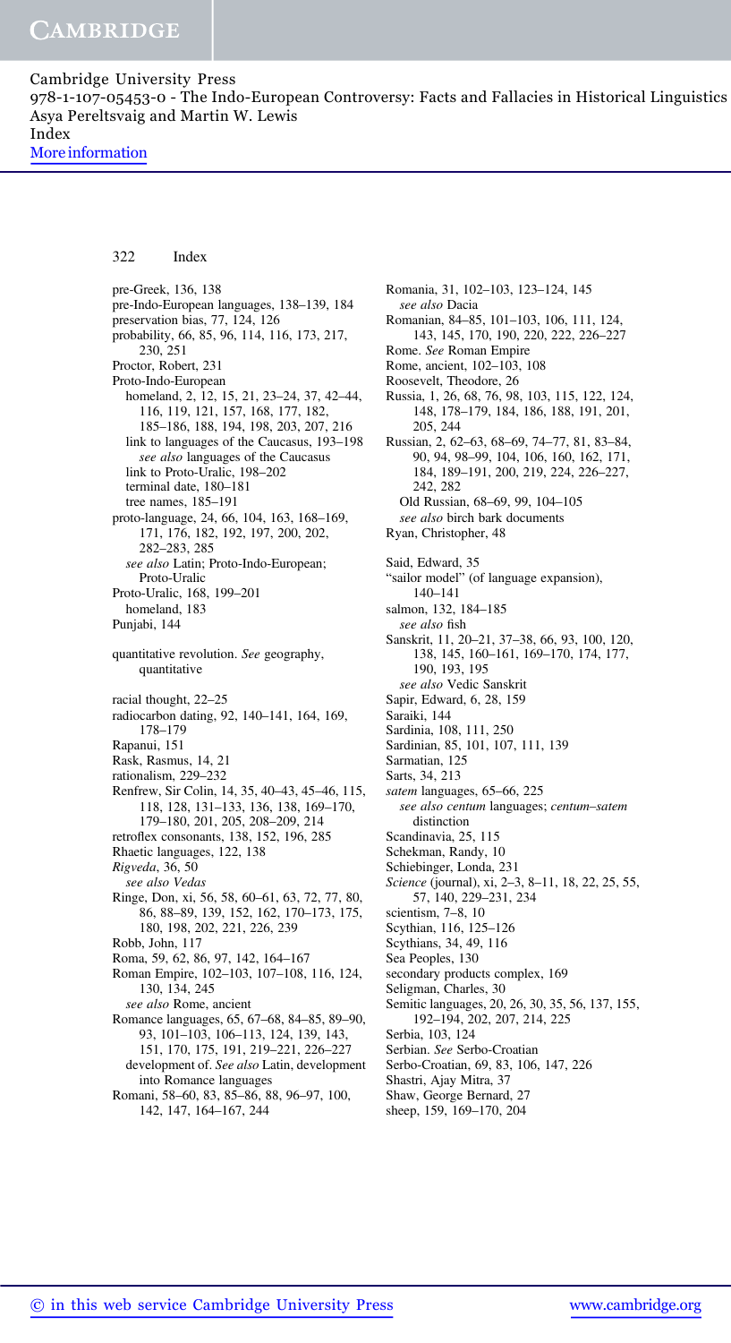pre-Greek, 136, 138
pre-Indo-European languages, 138–139, 184
preservation bias, 77, 124, 126
probability, 66, 85, 96, 114, 116, 173, 217, 230, 251
Proctor, Robert, 231
Proto-Indo-European
  homeland, 2, 12, 15, 21, 23–24, 37, 42–44, 116, 119, 121, 157, 168, 177, 182, 185–186, 188, 194, 198, 203, 207, 216
  link to languages of the Caucasus, 193–198
    *see also* languages of the Caucasus
  link to Proto-Uralic, 198–202
  terminal date, 180–181
  tree names, 185–191
proto-language, 24, 66, 104, 163, 168–169, 171, 176, 182, 192, 197, 200, 202, 282–283, 285
  *see also* Latin; Proto-Indo-European; Proto-Uralic
Proto-Uralic, 168, 199–201
  homeland, 183
Punjabi, 144

quantitative revolution. *See* geography, quantitative

racial thought, 22–25
radiocarbon dating, 92, 140–141, 164, 169, 178–179
Rapanui, 151
Rask, Rasmus, 14, 21
rationalism, 229–232
Renfrew, Sir Colin, 14, 35, 40–43, 45–46, 115, 118, 128, 131–133, 136, 138, 169–170, 179–180, 201, 205, 208–209, 214
retroflex consonants, 138, 152, 196, 285
Rhaetic languages, 122, 138
*Rigveda*, 36, 50
  *see also Vedas*
Ringe, Don, xi, 56, 58, 60–61, 63, 72, 77, 80, 86, 88–89, 139, 152, 162, 170–173, 175, 180, 198, 202, 221, 226, 239
Robb, John, 117
Roma, 59, 62, 86, 97, 142, 164–167
Roman Empire, 102–103, 107–108, 116, 124, 130, 134, 245
  *see also* Rome, ancient
Romance languages, 65, 67–68, 84–85, 89–90, 93, 101–103, 106–113, 124, 139, 143, 151, 170, 175, 191, 219–221, 226–227
  development of. *See also* Latin, development into Romance languages
Romani, 58–60, 83, 85–86, 88, 96–97, 100, 142, 147, 164–167, 244
Romania, 31, 102–103, 123–124, 145
  *see also* Dacia
Romanian, 84–85, 101–103, 106, 111, 124, 143, 145, 170, 190, 220, 222, 226–227
Rome. *See* Roman Empire
Rome, ancient, 102–103, 108
Roosevelt, Theodore, 26
Russia, 1, 26, 68, 76, 98, 103, 115, 122, 124, 148, 178–179, 184, 186, 188, 191, 201, 205, 244
Russian, 2, 62–63, 68–69, 74–77, 81, 83–84, 90, 94, 98–99, 104, 106, 160, 162, 171, 184, 189–191, 200, 219, 224, 226–227, 242, 282
  Old Russian, 68–69, 99, 104–105
  *see also* birch bark documents
Ryan, Christopher, 48

Said, Edward, 35
"sailor model" (of language expansion), 140–141
salmon, 132, 184–185
  *see also* fish
Sanskrit, 11, 20–21, 37–38, 66, 93, 100, 120, 138, 145, 160–161, 169–170, 174, 177, 190, 193, 195
  *see also* Vedic Sanskrit
Sapir, Edward, 6, 28, 159
Saraiki, 144
Sardinia, 108, 111, 250
Sardinian, 85, 101, 107, 111, 139
Sarmatian, 125
Sarts, 34, 213
*satem* languages, 65–66, 225
  *see also centum* languages; *centum–satem* distinction
Scandinavia, 25, 115
Schekman, Randy, 10
Schiebinger, Londa, 231
*Science* (journal), xi, 2–3, 8–11, 18, 22, 25, 55, 57, 140, 229–231, 234
scientism, 7–8, 10
Scythian, 116, 125–126
Scythians, 34, 49, 116
Sea Peoples, 130
secondary products complex, 169
Seligman, Charles, 30
Semitic languages, 20, 26, 30, 35, 56, 137, 155, 192–194, 202, 207, 214, 225
Serbia, 103, 124
Serbian. *See* Serbo-Croatian
Serbo-Croatian, 69, 83, 106, 147, 226
Shastri, Ajay Mitra, 37
Shaw, George Bernard, 27
sheep, 159, 169–170, 204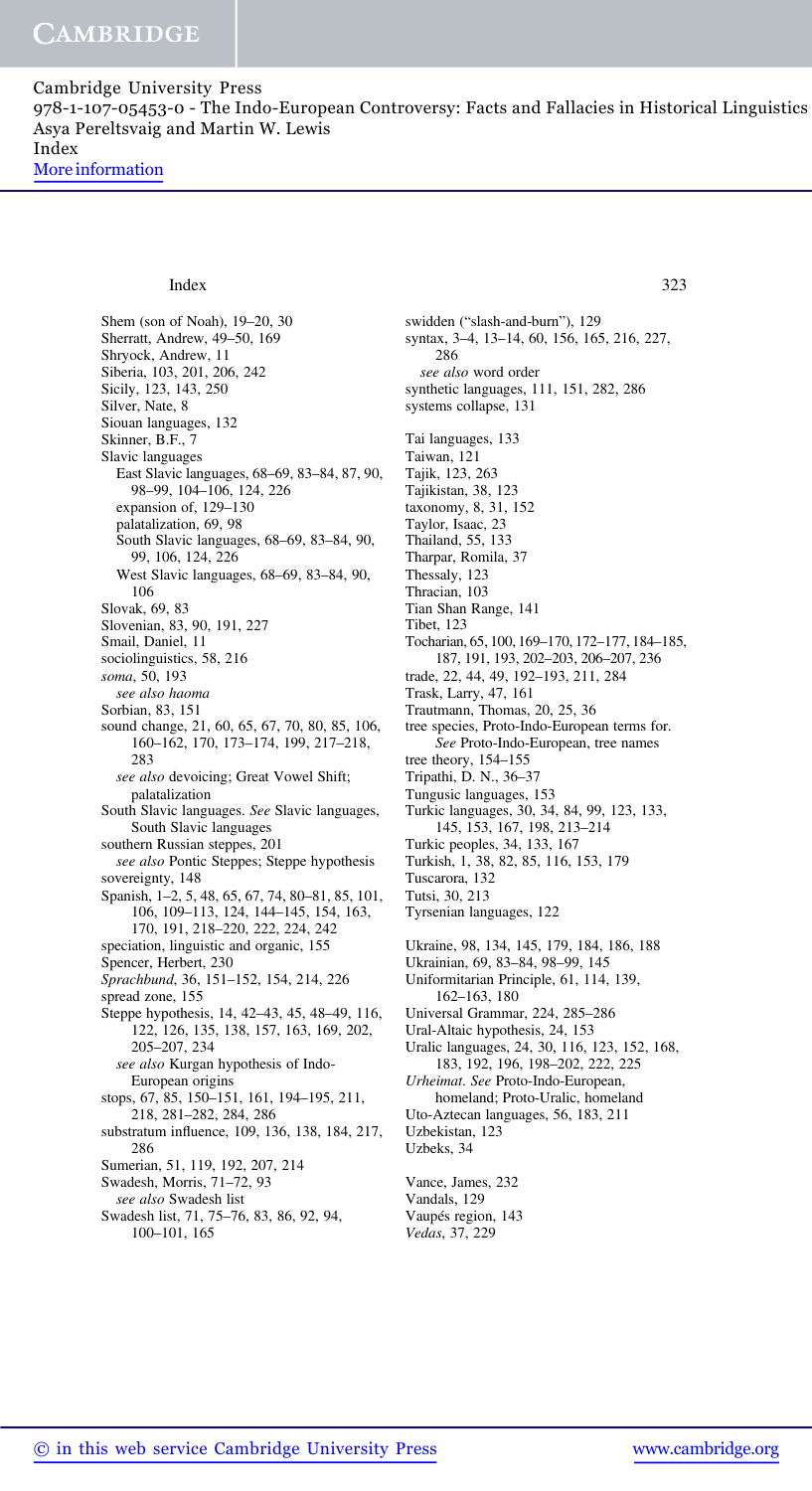Shem (son of Noah), 19–20, 30
Sherratt, Andrew, 49–50, 169
Shryock, Andrew, 11
Siberia, 103, 201, 206, 242
Sicily, 123, 143, 250
Silver, Nate, 8
Siouan languages, 132
Skinner, B.F., 7
Slavic languages
  East Slavic languages, 68–69, 83–84, 87, 90, 98–99, 104–106, 124, 226
  expansion of, 129–130
  palatalization, 69, 98
  South Slavic languages, 68–69, 83–84, 90, 99, 106, 124, 226
  West Slavic languages, 68–69, 83–84, 90, 106
Slovak, 69, 83
Slovenian, 83, 90, 191, 227
Smail, Daniel, 11
sociolinguistics, 58, 216
*soma*, 50, 193
  *see also haoma*
Sorbian, 83, 151
sound change, 21, 60, 65, 67, 70, 80, 85, 106, 160–162, 170, 173–174, 199, 217–218, 283
  *see also* devoicing; Great Vowel Shift; palatalization
South Slavic languages. *See* Slavic languages, South Slavic languages
southern Russian steppes, 201
  *see also* Pontic Steppes; Steppe hypothesis
sovereignty, 148
Spanish, 1–2, 5, 48, 65, 67, 74, 80–81, 85, 101, 106, 109–113, 124, 144–145, 154, 163, 170, 191, 218–220, 222, 224, 242
speciation, linguistic and organic, 155
Spencer, Herbert, 230
*Sprachbund*, 36, 151–152, 154, 214, 226
spread zone, 155
Steppe hypothesis, 14, 42–43, 45, 48–49, 116, 122, 126, 135, 138, 157, 163, 169, 202, 205–207, 234
  *see also* Kurgan hypothesis of Indo-European origins
stops, 67, 85, 150–151, 161, 194–195, 211, 218, 281–282, 284, 286
substratum influence, 109, 136, 138, 184, 217, 286
Sumerian, 51, 119, 192, 207, 214
Swadesh, Morris, 71–72, 93
  *see also* Swadesh list
Swadesh list, 71, 75–76, 83, 86, 92, 94, 100–101, 165
swidden ("slash-and-burn"), 129
syntax, 3–4, 13–14, 60, 156, 165, 216, 227, 286
  *see also* word order
synthetic languages, 111, 151, 282, 286
systems collapse, 131

Tai languages, 133
Taiwan, 121
Tajik, 123, 263
Tajikistan, 38, 123
taxonomy, 8, 31, 152
Taylor, Isaac, 23
Thailand, 55, 133
Tharpar, Romila, 37
Thessaly, 123
Thracian, 103
Tian Shan Range, 141
Tibet, 123
Tocharian, 65, 100, 169–170, 172–177, 184–185, 187, 191, 193, 202–203, 206–207, 236
trade, 22, 44, 49, 192–193, 211, 284
Trask, Larry, 47, 161
Trautmann, Thomas, 20, 25, 36
tree species, Proto-Indo-European terms for. *See* Proto-Indo-European, tree names
tree theory, 154–155
Tripathi, D. N., 36–37
Tungusic languages, 153
Turkic languages, 30, 34, 84, 99, 123, 133, 145, 153, 167, 198, 213–214
Turkic peoples, 34, 133, 167
Turkish, 1, 38, 82, 85, 116, 153, 179
Tuscarora, 132
Tutsi, 30, 213
Tyrsenian languages, 122

Ukraine, 98, 134, 145, 179, 184, 186, 188
Ukrainian, 69, 83–84, 98–99, 145
Uniformitarian Principle, 61, 114, 139, 162–163, 180
Universal Grammar, 224, 285–286
Ural-Altaic hypothesis, 24, 153
Uralic languages, 24, 30, 116, 123, 152, 168, 183, 192, 196, 198–202, 222, 225
*Urheimat*. *See* Proto-Indo-European, homeland; Proto-Uralic, homeland
Uto-Aztecan languages, 56, 183, 211
Uzbekistan, 123
Uzbeks, 34

Vance, James, 232
Vandals, 129
Vaupés region, 143
*Vedas*, 37, 229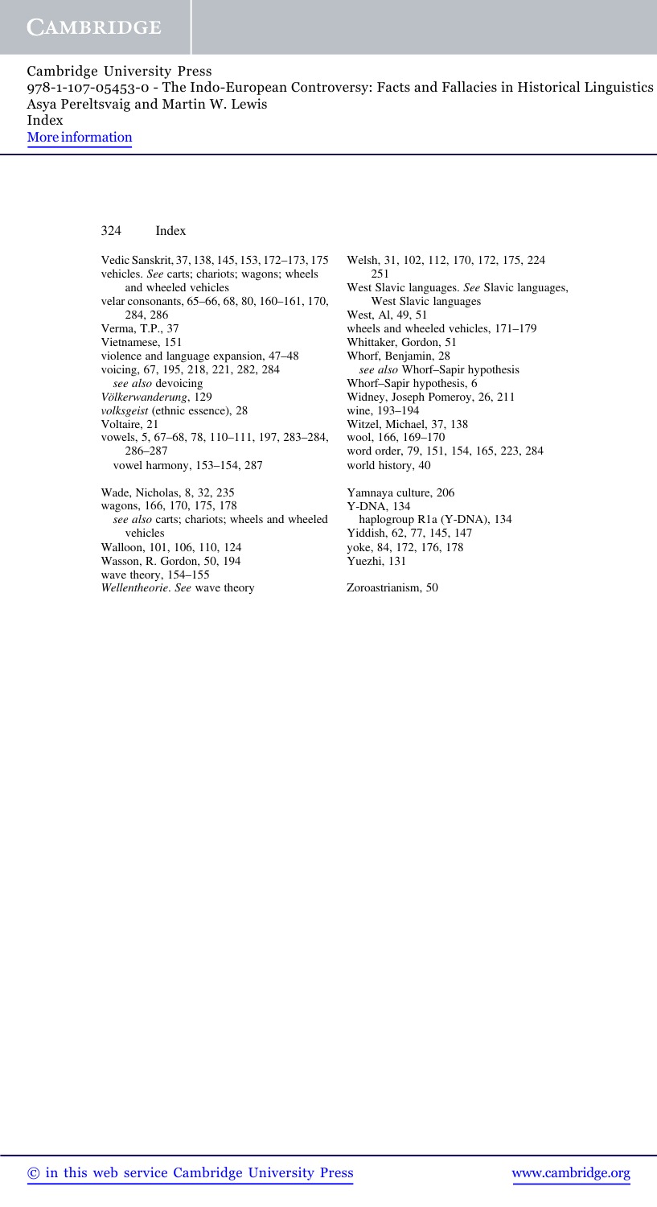Vedic Sanskrit, 37, 138, 145, 153, 172–173, 175
vehicles. *See* carts; chariots; wagons; wheels and wheeled vehicles
velar consonants, 65–66, 68, 80, 160–161, 170, 284, 286
Verma, T.P., 37
Vietnamese, 151
violence and language expansion, 47–48
voicing, 67, 195, 218, 221, 282, 284
  *see also* devoicing
*Völkerwanderung*, 129
*volksgeist* (ethnic essence), 28
Voltaire, 21
vowels, 5, 67–68, 78, 110–111, 197, 283–284, 286–287
  vowel harmony, 153–154, 287

Wade, Nicholas, 8, 32, 235
wagons, 166, 170, 175, 178
  *see also* carts; chariots; wheels and wheeled vehicles
Walloon, 101, 106, 110, 124
Wasson, R. Gordon, 50, 194
wave theory, 154–155
*Wellentheorie*. *See* wave theory

Welsh, 31, 102, 112, 170, 172, 175, 224, 251
West Slavic languages. *See* Slavic languages, West Slavic languages
West, Al, 49, 51
wheels and wheeled vehicles, 171–179
Whittaker, Gordon, 51
Whorf, Benjamin, 28
  *see also* Whorf–Sapir hypothesis
Whorf–Sapir hypothesis, 6
Widney, Joseph Pomeroy, 26, 211
wine, 193–194
Witzel, Michael, 37, 138
wool, 166, 169–170
word order, 79, 151, 154, 165, 223, 284
world history, 40

Yamnaya culture, 206
Y-DNA, 134
  haplogroup R1a (Y-DNA), 134
Yiddish, 62, 77, 145, 147
yoke, 84, 172, 176, 178
Yuezhi, 131

Zoroastrianism, 50